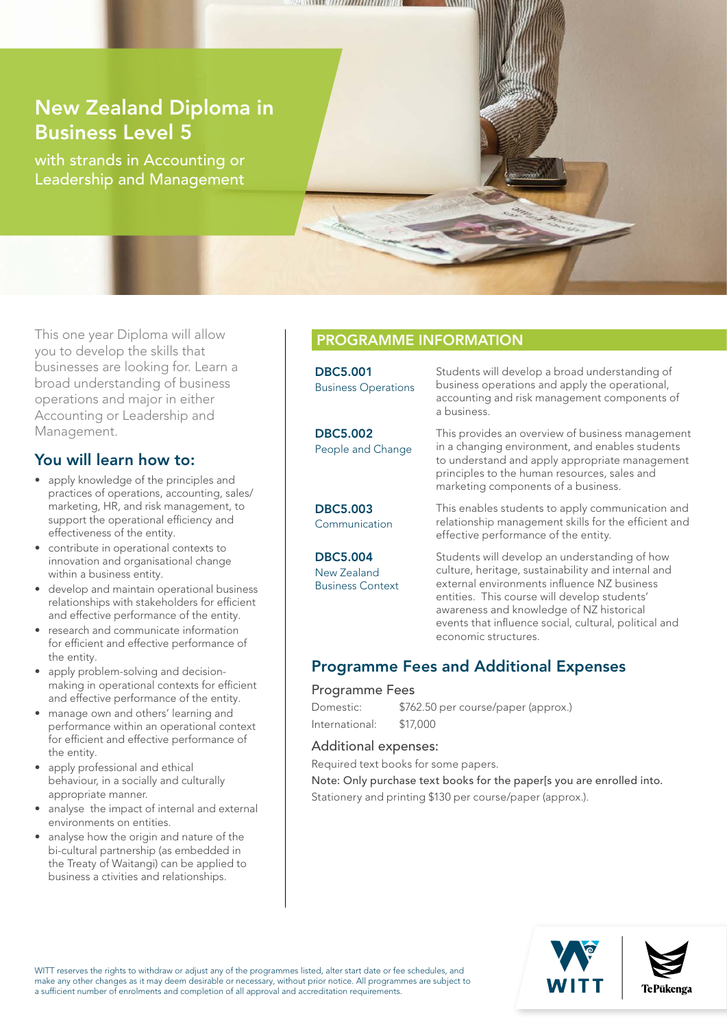# New Zealand Diploma in Business Level 5

with strands in Accounting or Leadership and Management

This one year Diploma will allow you to develop the skills that businesses are looking for. Learn a broad understanding of business operations and major in either Accounting or Leadership and Management.

## You will learn how to:

- apply knowledge of the principles and practices of operations, accounting, sales/marketing, HR, and risk management, to support the operational efficiency and effectiveness of the entity.
- contribute in operational contexts to innovation and organisational change within a business entity.
- develop and maintain operational business relationships with stakeholders for efficient and effective performance of the entity.
- research and communicate information for efficient and effective performance of the entity.
- apply problem-solving and decision-making in operational contexts for efficient and effective performance of the entity.
- manage own and others' learning and performance within an operational context for efficient and effective performance of the entity.
- apply professional and ethical behaviour, in a socially and culturally appropriate manner.
- analyse the impact of internal and external environments on entities.
- analyse how the origin and nature of the bi-cultural partnership (as embedded in the Treaty of Waitangi) can be applied to business a ctivities and relationships.

## PROGRAMME INFORMATION

**DBC5.001**
Business Operations

Students will develop a broad understanding of business operations and apply the operational, accounting and risk management components of a business.

**DBC5.002**
People and Change

This provides an overview of business management in a changing environment, and enables students to understand and apply appropriate management principles to the human resources, sales and marketing components of a business.

**DBC5.003**
Communication

This enables students to apply communication and relationship management skills for the efficient and effective performance of the entity.

**DBC5.004**
New Zealand Business Context

Students will develop an understanding of how culture, heritage, sustainability and internal and external environments influence NZ business entities. This course will develop students' awareness and knowledge of NZ historical events that influence social, cultural, political and economic structures.

## Programme Fees and Additional Expenses

### Programme Fees

| | |
|---|---|
| Domestic: | $762.50 per course/paper (approx.) |
| International: | $17,000 |

### Additional expenses:

Required text books for some papers.

Note: Only purchase text books for the paper[s you are enrolled into.

Stationery and printing $130 per course/paper (approx.).

WITT reserves the rights to withdraw or adjust any of the programmes listed, alter start date or fee schedules, and make any other changes as it may deem desirable or necessary, without prior notice. All programmes are subject to a sufficient number of enrolments and completion of all approval and accreditation requirements.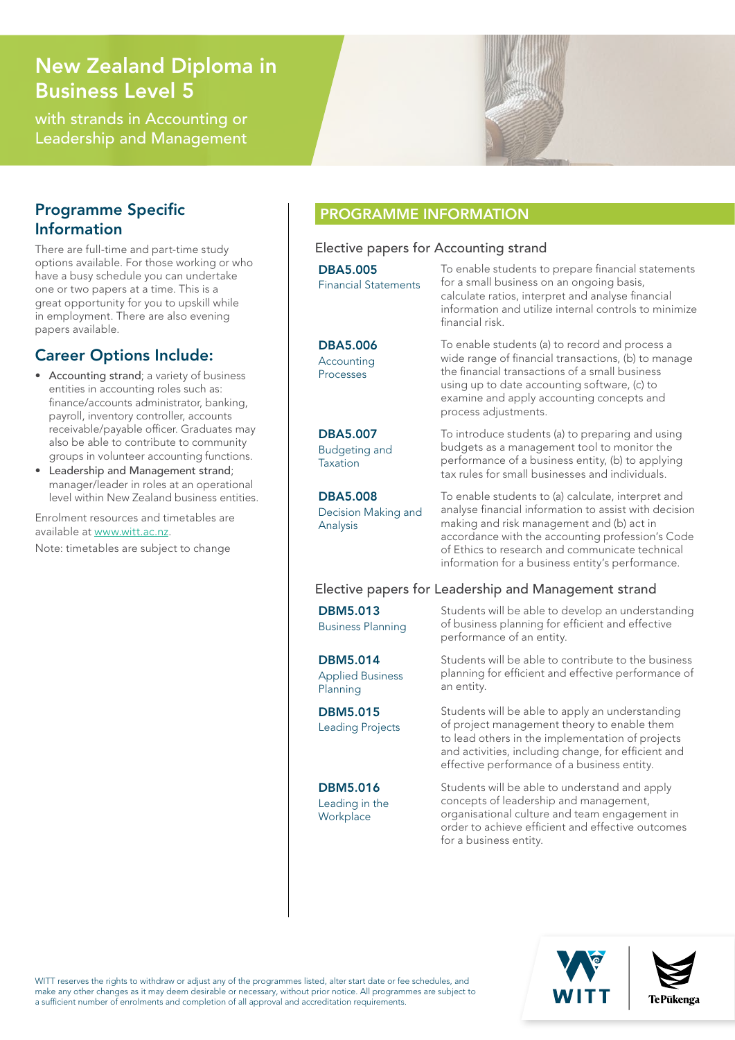# New Zealand Diploma in Business Level 5

with strands in Accounting or Leadership and Management

## Programme Specific Information

There are full-time and part-time study options available. For those working or who have a busy schedule you can undertake one or two papers at a time. This is a great opportunity for you to upskill while in employment. There are also evening papers available.

## Career Options Include:

- Accounting strand; a variety of business entities in accounting roles such as: finance/accounts administrator, banking, payroll, inventory controller, accounts receivable/payable officer. Graduates may also be able to contribute to community groups in volunteer accounting functions.
- Leadership and Management strand; manager/leader in roles at an operational level within New Zealand business entities.

Enrolment resources and timetables are available at www.witt.ac.nz.

Note: timetables are subject to change

## PROGRAMME INFORMATION

### Elective papers for Accounting strand

| | |
|---|---|
| **DBA5.005** Financial Statements | To enable students to prepare financial statements for a small business on an ongoing basis, calculate ratios, interpret and analyse financial information and utilize internal controls to minimize financial risk. |
| **DBA5.006** Accounting Processes | To enable students (a) to record and process a wide range of financial transactions, (b) to manage the financial transactions of a small business using up to date accounting software, (c) to examine and apply accounting concepts and process adjustments. |
| **DBA5.007** Budgeting and Taxation | To introduce students (a) to preparing and using budgets as a management tool to monitor the performance of a business entity, (b) to applying tax rules for small businesses and individuals. |
| **DBA5.008** Decision Making and Analysis | To enable students to (a) calculate, interpret and analyse financial information to assist with decision making and risk management and (b) act in accordance with the accounting profession's Code of Ethics to research and communicate technical information for a business entity's performance. |

### Elective papers for Leadership and Management strand

| | |
|---|---|
| **DBM5.013** Business Planning | Students will be able to develop an understanding of business planning for efficient and effective performance of an entity. |
| **DBM5.014** Applied Business Planning | Students will be able to contribute to the business planning for efficient and effective performance of an entity. |
| **DBM5.015** Leading Projects | Students will be able to apply an understanding of project management theory to enable them to lead others in the implementation of projects and activities, including change, for efficient and effective performance of a business entity. |
| **DBM5.016** Leading in the Workplace | Students will be able to understand and apply concepts of leadership and management, organisational culture and team engagement in order to achieve efficient and effective outcomes for a business entity. |

WITT reserves the rights to withdraw or adjust any of the programmes listed, alter start date or fee schedules, and make any other changes as it may deem desirable or necessary, without prior notice. All programmes are subject to a sufficient number of enrolments and completion of all approval and accreditation requirements.

WITT

Te Pūkenga